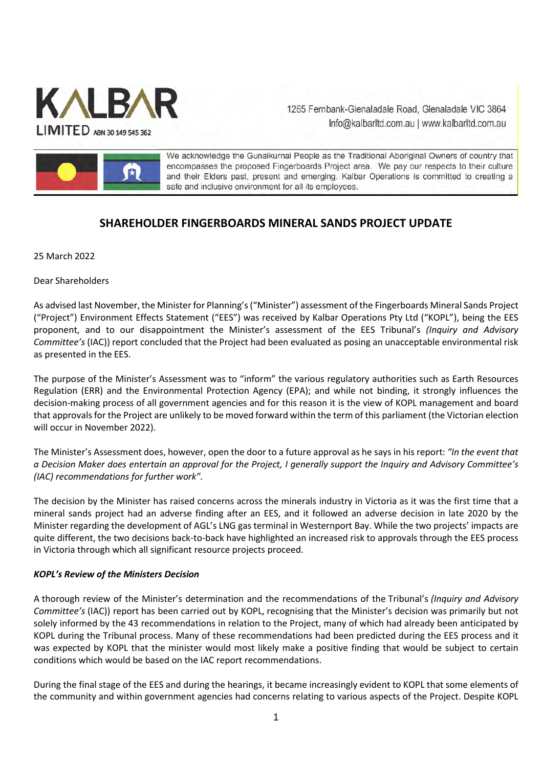KALBAR LIMITED ABN 30 149 545 362

1265 Fernbank-Glenaladale Road, Glenaladale VIC 3864
Info@kalbarltd.com.au | www.kalbarltd.com.au

We acknowledge the Gunaikurnai People as the Traditional Aboriginal Owners of country that encompasses the proposed Fingerboards Project area. We pay our respects to their culture and their Elders past, present and emerging. Kalbar Operations is committed to creating a safe and inclusive environment for all its employees.

## SHAREHOLDER FINGERBOARDS MINERAL SANDS PROJECT UPDATE

25 March 2022

Dear Shareholders

As advised last November, the Minister for Planning's ("Minister") assessment of the Fingerboards Mineral Sands Project ("Project") Environment Effects Statement ("EES") was received by Kalbar Operations Pty Ltd ("KOPL"), being the EES proponent, and to our disappointment the Minister's assessment of the EES Tribunal's *(Inquiry and Advisory Committee's* (IAC)) report concluded that the Project had been evaluated as posing an unacceptable environmental risk as presented in the EES.

The purpose of the Minister's Assessment was to "inform" the various regulatory authorities such as Earth Resources Regulation (ERR) and the Environmental Protection Agency (EPA); and while not binding, it strongly influences the decision-making process of all government agencies and for this reason it is the view of KOPL management and board that approvals for the Project are unlikely to be moved forward within the term of this parliament (the Victorian election will occur in November 2022).

The Minister's Assessment does, however, open the door to a future approval as he says in his report: *"In the event that a Decision Maker does entertain an approval for the Project, I generally support the Inquiry and Advisory Committee's (IAC) recommendations for further work".*

The decision by the Minister has raised concerns across the minerals industry in Victoria as it was the first time that a mineral sands project had an adverse finding after an EES, and it followed an adverse decision in late 2020 by the Minister regarding the development of AGL's LNG gas terminal in Westernport Bay. While the two projects' impacts are quite different, the two decisions back-to-back have highlighted an increased risk to approvals through the EES process in Victoria through which all significant resource projects proceed.

***KOPL's Review of the Ministers Decision***

A thorough review of the Minister's determination and the recommendations of the Tribunal's *(Inquiry and Advisory Committee's* (IAC)) report has been carried out by KOPL, recognising that the Minister's decision was primarily but not solely informed by the 43 recommendations in relation to the Project, many of which had already been anticipated by KOPL during the Tribunal process. Many of these recommendations had been predicted during the EES process and it was expected by KOPL that the minister would most likely make a positive finding that would be subject to certain conditions which would be based on the IAC report recommendations.

During the final stage of the EES and during the hearings, it became increasingly evident to KOPL that some elements of the community and within government agencies had concerns relating to various aspects of the Project. Despite KOPL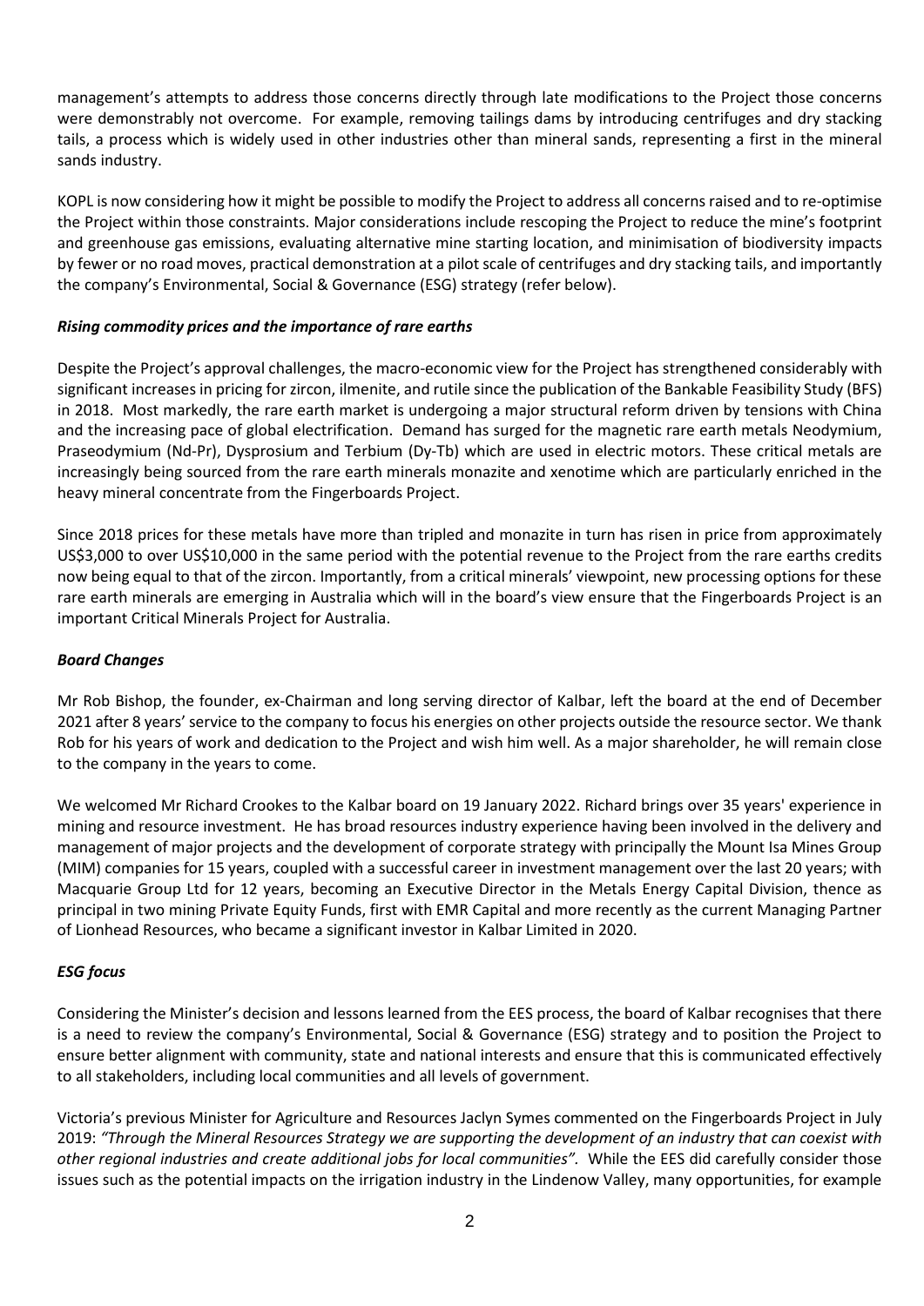management's attempts to address those concerns directly through late modifications to the Project those concerns were demonstrably not overcome. For example, removing tailings dams by introducing centrifuges and dry stacking tails, a process which is widely used in other industries other than mineral sands, representing a first in the mineral sands industry.

KOPL is now considering how it might be possible to modify the Project to address all concerns raised and to re-optimise the Project within those constraints. Major considerations include rescoping the Project to reduce the mine's footprint and greenhouse gas emissions, evaluating alternative mine starting location, and minimisation of biodiversity impacts by fewer or no road moves, practical demonstration at a pilot scale of centrifuges and dry stacking tails, and importantly the company's Environmental, Social & Governance (ESG) strategy (refer below).

***Rising commodity prices and the importance of rare earths***

Despite the Project's approval challenges, the macro-economic view for the Project has strengthened considerably with significant increases in pricing for zircon, ilmenite, and rutile since the publication of the Bankable Feasibility Study (BFS) in 2018. Most markedly, the rare earth market is undergoing a major structural reform driven by tensions with China and the increasing pace of global electrification. Demand has surged for the magnetic rare earth metals Neodymium, Praseodymium (Nd-Pr), Dysprosium and Terbium (Dy-Tb) which are used in electric motors. These critical metals are increasingly being sourced from the rare earth minerals monazite and xenotime which are particularly enriched in the heavy mineral concentrate from the Fingerboards Project.

Since 2018 prices for these metals have more than tripled and monazite in turn has risen in price from approximately US$3,000 to over US$10,000 in the same period with the potential revenue to the Project from the rare earths credits now being equal to that of the zircon. Importantly, from a critical minerals' viewpoint, new processing options for these rare earth minerals are emerging in Australia which will in the board's view ensure that the Fingerboards Project is an important Critical Minerals Project for Australia.

***Board Changes***

Mr Rob Bishop, the founder, ex-Chairman and long serving director of Kalbar, left the board at the end of December 2021 after 8 years' service to the company to focus his energies on other projects outside the resource sector. We thank Rob for his years of work and dedication to the Project and wish him well. As a major shareholder, he will remain close to the company in the years to come.

We welcomed Mr Richard Crookes to the Kalbar board on 19 January 2022. Richard brings over 35 years' experience in mining and resource investment. He has broad resources industry experience having been involved in the delivery and management of major projects and the development of corporate strategy with principally the Mount Isa Mines Group (MIM) companies for 15 years, coupled with a successful career in investment management over the last 20 years; with Macquarie Group Ltd for 12 years, becoming an Executive Director in the Metals Energy Capital Division, thence as principal in two mining Private Equity Funds, first with EMR Capital and more recently as the current Managing Partner of Lionhead Resources, who became a significant investor in Kalbar Limited in 2020.

***ESG focus***

Considering the Minister's decision and lessons learned from the EES process, the board of Kalbar recognises that there is a need to review the company's Environmental, Social & Governance (ESG) strategy and to position the Project to ensure better alignment with community, state and national interests and ensure that this is communicated effectively to all stakeholders, including local communities and all levels of government.

Victoria's previous Minister for Agriculture and Resources Jaclyn Symes commented on the Fingerboards Project in July 2019: *"Through the Mineral Resources Strategy we are supporting the development of an industry that can coexist with other regional industries and create additional jobs for local communities".* While the EES did carefully consider those issues such as the potential impacts on the irrigation industry in the Lindenow Valley, many opportunities, for example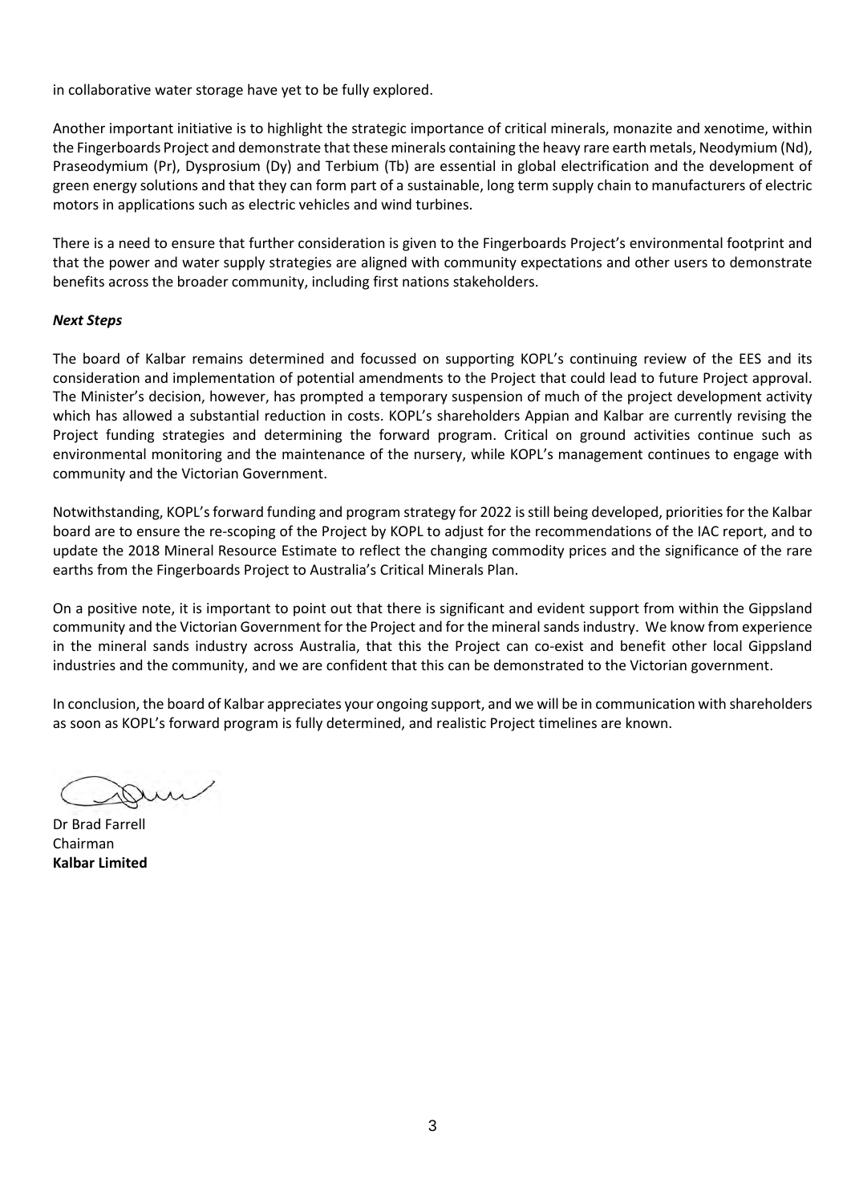in collaborative water storage have yet to be fully explored.

Another important initiative is to highlight the strategic importance of critical minerals, monazite and xenotime, within the Fingerboards Project and demonstrate that these minerals containing the heavy rare earth metals, Neodymium (Nd), Praseodymium (Pr), Dysprosium (Dy) and Terbium (Tb) are essential in global electrification and the development of green energy solutions and that they can form part of a sustainable, long term supply chain to manufacturers of electric motors in applications such as electric vehicles and wind turbines.

There is a need to ensure that further consideration is given to the Fingerboards Project's environmental footprint and that the power and water supply strategies are aligned with community expectations and other users to demonstrate benefits across the broader community, including first nations stakeholders.

***Next Steps***

The board of Kalbar remains determined and focussed on supporting KOPL's continuing review of the EES and its consideration and implementation of potential amendments to the Project that could lead to future Project approval. The Minister's decision, however, has prompted a temporary suspension of much of the project development activity which has allowed a substantial reduction in costs. KOPL's shareholders Appian and Kalbar are currently revising the Project funding strategies and determining the forward program. Critical on ground activities continue such as environmental monitoring and the maintenance of the nursery, while KOPL's management continues to engage with community and the Victorian Government.

Notwithstanding, KOPL's forward funding and program strategy for 2022 is still being developed, priorities for the Kalbar board are to ensure the re-scoping of the Project by KOPL to adjust for the recommendations of the IAC report, and to update the 2018 Mineral Resource Estimate to reflect the changing commodity prices and the significance of the rare earths from the Fingerboards Project to Australia's Critical Minerals Plan.

On a positive note, it is important to point out that there is significant and evident support from within the Gippsland community and the Victorian Government for the Project and for the mineral sands industry. We know from experience in the mineral sands industry across Australia, that this the Project can co-exist and benefit other local Gippsland industries and the community, and we are confident that this can be demonstrated to the Victorian government.

In conclusion, the board of Kalbar appreciates your ongoing support, and we will be in communication with shareholders as soon as KOPL's forward program is fully determined, and realistic Project timelines are known.

Dr Brad Farrell
Chairman
**Kalbar Limited**